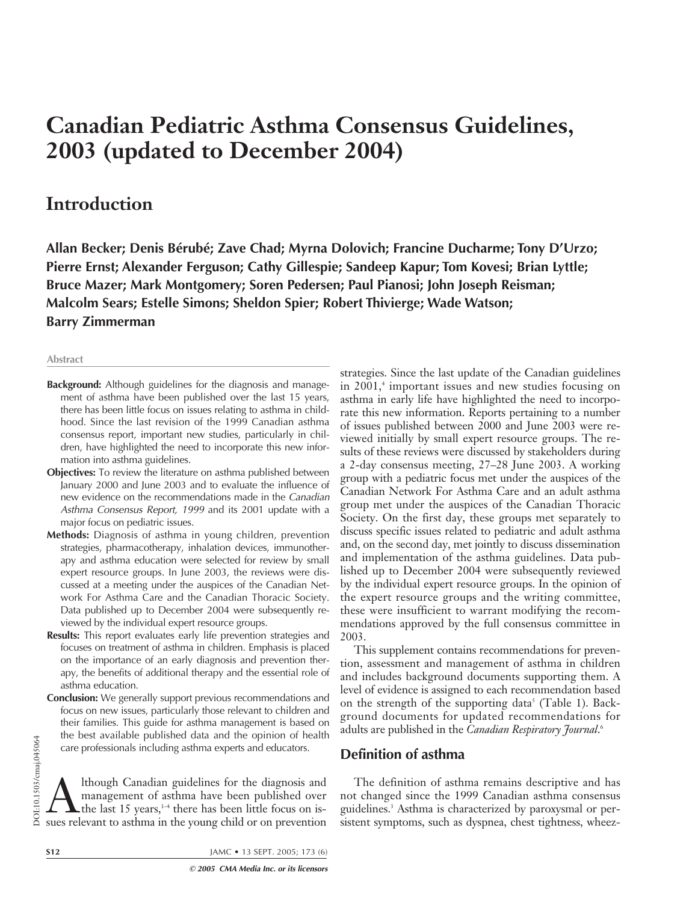# Canadian Pediatric Asthma Consensus Guidelines, 2003 (updated to December 2004)

## Introduction

**Allan Becker; Denis Bérubé; Zave Chad; Myrna Dolovich; Francine Ducharme; Tony D'Urzo; Pierre Ernst; Alexander Ferguson; Cathy Gillespie; Sandeep Kapur; Tom Kovesi; Brian Lyttle; Bruce Mazer; Mark Montgomery; Soren Pedersen; Paul Pianosi; John Joseph Reisman; Malcolm Sears; Estelle Simons; Sheldon Spier; Robert Thivierge; Wade Watson; Barry Zimmerman**

### Abstract

**Background:** Although guidelines for the diagnosis and management of asthma have been published over the last 15 years, there has been little focus on issues relating to asthma in childhood. Since the last revision of the 1999 Canadian asthma consensus report, important new studies, particularly in children, have highlighted the need to incorporate this new information into asthma guidelines.

**Objectives:** To review the literature on asthma published between January 2000 and June 2003 and to evaluate the influence of new evidence on the recommendations made in the *Canadian Asthma Consensus Report, 1999* and its 2001 update with a major focus on pediatric issues.

**Methods:** Diagnosis of asthma in young children, prevention strategies, pharmacotherapy, inhalation devices, immunotherapy and asthma education were selected for review by small expert resource groups. In June 2003, the reviews were discussed at a meeting under the auspices of the Canadian Network For Asthma Care and the Canadian Thoracic Society. Data published up to December 2004 were subsequently reviewed by the individual expert resource groups.

**Results:** This report evaluates early life prevention strategies and focuses on treatment of asthma in children. Emphasis is placed on the importance of an early diagnosis and prevention therapy, the benefits of additional therapy and the essential role of asthma education.

**Conclusion:** We generally support previous recommendations and focus on new issues, particularly those relevant to children and their families. This guide for asthma management is based on the best available published data and the opinion of health care professionals including asthma experts and educators.

Although Canadian guidelines for the diagnosis and management of asthma have been published over the last 15 years,[1–4] there has been little focus on issues relevant to asthma in the young child or on prevention strategies. Since the last update of the Canadian guidelines in 2001,[4] important issues and new studies focusing on asthma in early life have highlighted the need to incorporate this new information. Reports pertaining to a number of issues published between 2000 and June 2003 were reviewed initially by small expert resource groups. The results of these reviews were discussed by stakeholders during a 2-day consensus meeting, 27–28 June 2003. A working group with a pediatric focus met under the auspices of the Canadian Network For Asthma Care and an adult asthma group met under the auspices of the Canadian Thoracic Society. On the first day, these groups met separately to discuss specific issues related to pediatric and adult asthma and, on the second day, met jointly to discuss dissemination and implementation of the asthma guidelines. Data published up to December 2004 were subsequently reviewed by the individual expert resource groups. In the opinion of the expert resource groups and the writing committee, these were insufficient to warrant modifying the recommendations approved by the full consensus committee in 2003.

This supplement contains recommendations for prevention, assessment and management of asthma in children and includes background documents supporting them. A level of evidence is assigned to each recommendation based on the strength of the supporting data[5] (Table 1). Background documents for updated recommendations for adults are published in the *Canadian Respiratory Journal*.[6]

## Definition of asthma

The definition of asthma remains descriptive and has not changed since the 1999 Canadian asthma consensus guidelines.[3] Asthma is characterized by paroxysmal or persistent symptoms, such as dyspnea, chest tightness, wheez-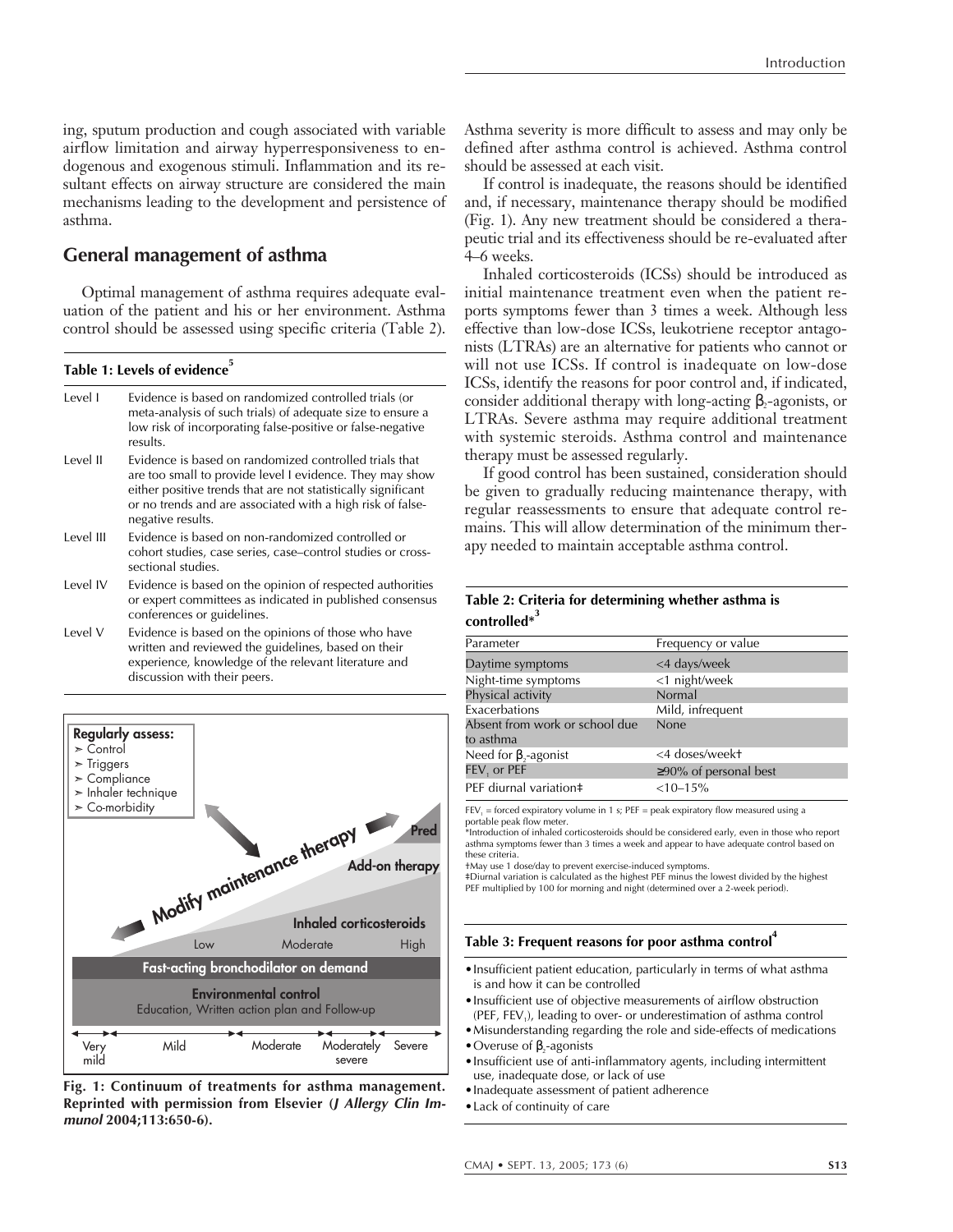ing, sputum production and cough associated with variable airflow limitation and airway hyperresponsiveness to endogenous and exogenous stimuli. Inflammation and its resultant effects on airway structure are considered the main mechanisms leading to the development and persistence of asthma.

## General management of asthma

Optimal management of asthma requires adequate evaluation of the patient and his or her environment. Asthma control should be assessed using specific criteria (Table 2).

**Table 1: Levels of evidence[5]**

| | |
|---|---|
| Level I | Evidence is based on randomized controlled trials (or meta-analysis of such trials) of adequate size to ensure a low risk of incorporating false-positive or false-negative results. |
| Level II | Evidence is based on randomized controlled trials that are too small to provide level I evidence. They may show either positive trends that are not statistically significant or no trends and are associated with a high risk of false-negative results. |
| Level III | Evidence is based on non-randomized controlled or cohort studies, case series, case–control studies or cross-sectional studies. |
| Level IV | Evidence is based on the opinion of respected authorities or expert committees as indicated in published consensus conferences or guidelines. |
| Level V | Evidence is based on the opinions of those who have written and reviewed the guidelines, based on their experience, knowledge of the relevant literature and discussion with their peers. |

**Regularly assess:**
- Control
- Triggers
- Compliance
- Inhaler technique
- Co-morbidity

Modify maintenance therapy

Pred

Add-on therapy

Inhaled corticosteroids

Low | Moderate | High

Fast-acting bronchodilator on demand

Environmental control

Education, Written action plan and Follow-up

Very mild | Mild | Moderate | Moderately severe | Severe

**Fig. 1: Continuum of treatments for asthma management. Reprinted with permission from Elsevier (*J Allergy Clin Immunol* 2004;113:650-6).**

Asthma severity is more difficult to assess and may only be defined after asthma control is achieved. Asthma control should be assessed at each visit.

If control is inadequate, the reasons should be identified and, if necessary, maintenance therapy should be modified (Fig. 1). Any new treatment should be considered a therapeutic trial and its effectiveness should be re-evaluated after 4–6 weeks.

Inhaled corticosteroids (ICSs) should be introduced as initial maintenance treatment even when the patient reports symptoms fewer than 3 times a week. Although less effective than low-dose ICSs, leukotriene receptor antagonists (LTRAs) are an alternative for patients who cannot or will not use ICSs. If control is inadequate on low-dose ICSs, identify the reasons for poor control and, if indicated, consider additional therapy with long-acting $\beta_2$-agonists, or LTRAs. Severe asthma may require additional treatment with systemic steroids. Asthma control and maintenance therapy must be assessed regularly.

If good control has been sustained, consideration should be given to gradually reducing maintenance therapy, with regular reassessments to ensure that adequate control remains. This will allow determination of the minimum therapy needed to maintain acceptable asthma control.

**Table 2: Criteria for determining whether asthma is controlled*[3]**

| Parameter | Frequency or value |
|---|---|
| Daytime symptoms | <4 days/week |
| Night-time symptoms | <1 night/week |
| Physical activity | Normal |
| Exacerbations | Mild, infrequent |
| Absent from work or school due to asthma | None |
| Need for $\beta_2$-agonist | <4 doses/week† |
| $FEV_1$ or PEF | ≥90% of personal best |
| PEF diurnal variation‡ | <10–15% |

$FEV_1$ = forced expiratory volume in 1 s; PEF = peak expiratory flow measured using a portable peak flow meter.
*Introduction of inhaled corticosteroids should be considered early, even in those who report asthma symptoms fewer than 3 times a week and appear to have adequate control based on these criteria.
†May use 1 dose/day to prevent exercise-induced symptoms.
‡Diurnal variation is calculated as the highest PEF minus the lowest divided by the highest PEF multiplied by 100 for morning and night (determined over a 2-week period).

**Table 3: Frequent reasons for poor asthma control[4]**

- Insufficient patient education, particularly in terms of what asthma is and how it can be controlled
- Insufficient use of objective measurements of airflow obstruction (PEF, $FEV_1$), leading to over- or underestimation of asthma control
- Misunderstanding regarding the role and side-effects of medications
- Overuse of $\beta_2$-agonists
- Insufficient use of anti-inflammatory agents, including intermittent use, inadequate dose, or lack of use
- Inadequate assessment of patient adherence
- Lack of continuity of care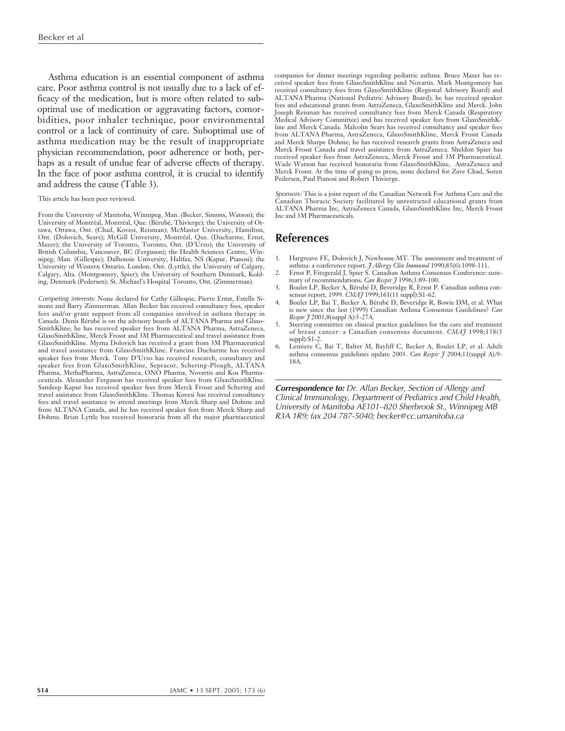Asthma education is an essential component of asthma care. Poor asthma control is not usually due to a lack of efficacy of the medication, but is more often related to suboptimal use of medication or aggravating factors, comorbidities, poor inhaler technique, poor environmental control or a lack of continuity of care. Suboptimal use of asthma medication may be the result of inappropriate physician recommendation, poor adherence or both, perhaps as a result of undue fear of adverse effects of therapy. In the face of poor asthma control, it is crucial to identify and address the cause (Table 3).

This article has been peer reviewed.

From the University of Manitoba, Winnipeg, Man. (Becker, Simons, Watson); the University of Montréal, Montréal, Que. (Bérubé, Thivierge); the University of Ottawa, Ottawa, Ont. (Chad, Kovesi, Reisman); McMaster University, Hamilton, Ont. (Dolovich, Sears); McGill University, Montréal, Que. (Ducharme, Ernst, Mazer); the University of Toronto, Toronto, Ont. (D'Urzo); the University of British Columbia, Vancouver, BC (Ferguson); the Health Sciences Centre, Winnipeg, Man. (Gillespie); Dalhousie University, Halifax, NS (Kapur, Pianosi); the University of Western Ontario, London, Ont. (Lyttle); the University of Calgary, Calgary, Alta. (Montgomery, Spier); the University of Southern Denmark, Kolding, Denmark (Pedersen); St. Michael's Hospital Toronto, Ont. (Zimmerman).

*Competing interests:* None declared for Cathy Gillespie, Pierre Ernst, Estelle Simons and Barry Zimmerman. Allan Becker has received consultancy fees, speaker fees and/or grant support from all companies involved in asthma therapy in Canada. Denis Bérubé is on the advisory boards of ALTANA Pharma and GlaxoSmithKline; he has received speaker fees from ALTANA Pharma, AstraZeneca, GlaxoSmithKline, Merck Frosst and 3M Pharmaceutical and travel assistance from GlaxoSmithKline. Myrna Dolovich has received a grant from 3M Pharmaceutical and travel assistance from GlaxoSmithKline. Francine Ducharme has received speaker fees from Merck. Tony D'Urzo has received research, consultancy and speaker fees from GlaxoSmithKline, Sepracor, Schering-Plough, ALTANA Pharma, MethaPharma, AstraZeneca, ONO Pharma, Novartis and Kos Pharmaceuticals. Alexander Ferguson has received speaker fees from GlaxoSmithKline. Sandeep Kapur has received speaker fees from Merck Frosst and Schering and travel assistance from GlaxoSmithKline. Thomas Kovesi has received consultancy fees and travel assistance to attend meetings from Merck Sharp and Dohme and from ALTANA Canada, and he has received speaker fees from Merck Sharp and Dohme. Brian Lyttle has received honoraria from all the major pharmaceutical companies for dinner meetings regarding pediatric asthma. Bruce Mazer has received speaker fees from GlaxoSmithKline and Novartis. Mark Montgomery has received consultancy fees from GlaxoSmithKline (Regional Advisory Board) and ALTANA Pharma (National Pediatric Advisory Board); he has received speaker fees and educational grants from AstraZeneca, GlaxoSmithKline and Merck. John Joseph Reisman has received consultancy fees from Merck Canada (Respiratory Medical Advisory Committee) and has received speaker fees from GlaxoSmithKline and Merck Canada. Malcolm Sears has received consultancy and speaker fees from ALTANA Pharma, AstraZeneca, GlaxoSmithKline, Merck Frosst Canada and Merck Sharpe Dohme; he has received research grants from AstraZeneca and Merck Frosst Canada and travel assistance from AstraZeneca. Sheldon Spier has received speaker fees from AstraZeneca, Merck Frosst and 3M Pharmaceutical. Wade Watson has received honoraria from GlaxoSmithKline, AstraZeneca and Merck Frosst. At the time of going to press, none declared for Zave Chad, Soren Pedersen, Paul Pianosi and Robert Thivierge.

*Sponsors:* This is a joint report of the Canadian Network For Asthma Care and the Canadian Thoracic Society facilitated by unrestricted educational grants from ALTANA Pharma Inc, AstraZeneca Canada, GlaxoSmithKline Inc, Merck Frosst Inc and 3M Pharmaceuticals.

## References

1. Hargreave FE, Dolovich J, Newhouse MT. The assessment and treatment of asthma: a conference report. *J Allergy Clin Immunol* 1990;85(6):1098-111.
2. Ernst P, Fitzgerald J, Spier S. Canadian Asthma Consensus Conference: summary of recommendations. *Can Respir J* 1996;3:89-100.
3. Boulet LP, Becker A, Bérubé D, Beveridge R, Ernst P. Canadian asthma consensus report, 1999. *CMAJ* 1999;161(11 suppl):S1-62.
4. Boulet LP, Bai T, Becker A, Bérubé D, Beveridge R, Bowie DM, et al. What is new since the last (1999) Canadian Asthma Consensus Guidelines? *Can Respir J* 2001;8(suppl A):5-27A.
5. Steering committee on clinical practice guidelines for the care and treatment of breast cancer: a Canadian consensus document. *CMAJ* 1998;158(3 suppl):S1-2.
6. Lemiere C, Bai T, Balter M, Bayliff C, Becker A, Boulet LP, et al. Adult asthma consensus guidelines update 2003. *Can Respir J* 2004;11(suppl A):9-18A.

***Correspondence to:*** *Dr. Allan Becker, Section of Allergy and Clinical Immunology, Department of Pediatrics and Child Health, University of Manitoba AE101–820 Sherbrook St., Winnipeg MB R3A 1R9; fax 204 787-5040; becker@cc.umanitoba.ca*